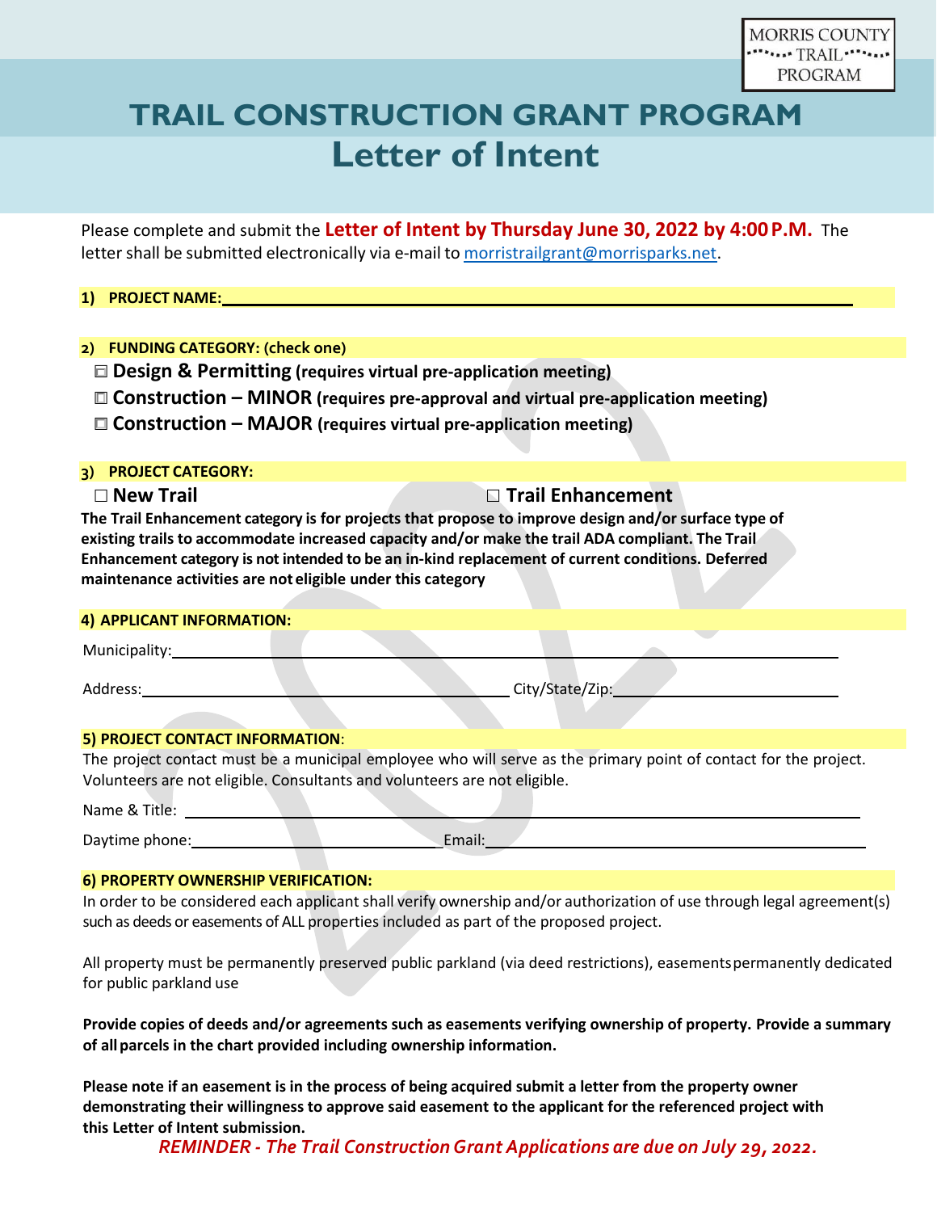MORRIS COUNTY TRAIL PROGRAM

# TRAIL CONSTRUCTION GRANT PROGRAM
## Letter of Intent

Please complete and submit the **Letter of Intent by Thursday June 30, 2022 by 4:00 P.M.** The letter shall be submitted electronically via e-mail to morristrailgrant@morrisparks.net.

**1) PROJECT NAME:**\_\_\_\_\_\_\_\_\_\_\_\_\_\_\_\_\_\_\_\_\_\_\_\_\_\_\_\_\_\_\_\_\_\_\_\_\_\_\_\_

**2) FUNDING CATEGORY: (check one)**

☐ **Design & Permitting (requires virtual pre-application meeting)**

☐ **Construction – MINOR (requires pre-approval and virtual pre-application meeting)**

☐ **Construction – MAJOR (requires virtual pre-application meeting)**

**3) PROJECT CATEGORY:**

☐ **New Trail** ☐ **Trail Enhancement**

**The Trail Enhancement category is for projects that propose to improve design and/or surface type of existing trails to accommodate increased capacity and/or make the trail ADA compliant. The Trail Enhancement category is not intended to be an in-kind replacement of current conditions. Deferred maintenance activities are not eligible under this category**

**4) APPLICANT INFORMATION:**

Municipality:\_\_\_\_\_\_\_\_\_\_\_\_\_\_\_\_\_\_\_\_\_\_\_\_\_\_\_\_\_\_\_\_\_\_\_\_\_\_\_\_

Address:\_\_\_\_\_\_\_\_\_\_\_\_\_\_\_\_\_\_\_\_\_\_\_\_ City/State/Zip:\_\_\_\_\_\_\_\_\_\_\_\_\_\_\_\_\_\_

**5) PROJECT CONTACT INFORMATION**:

The project contact must be a municipal employee who will serve as the primary point of contact for the project. Volunteers are not eligible. Consultants and volunteers are not eligible.

Name & Title: \_\_\_\_\_\_\_\_\_\_\_\_\_\_\_\_\_\_\_\_\_\_\_\_\_\_\_\_\_\_\_\_\_\_\_\_\_\_\_\_

Daytime phone:\_\_\_\_\_\_\_\_\_\_\_\_\_\_\_\_\_\_ Email:\_\_\_\_\_\_\_\_\_\_\_\_\_\_\_\_\_\_\_\_\_\_\_\_

**6) PROPERTY OWNERSHIP VERIFICATION:**

In order to be considered each applicant shall verify ownership and/or authorization of use through legal agreement(s) such as deeds or easements of ALL properties included as part of the proposed project.

All property must be permanently preserved public parkland (via deed restrictions), easements permanently dedicated for public parkland use

**Provide copies of deeds and/or agreements such as easements verifying ownership of property. Provide a summary of all parcels in the chart provided including ownership information.**

**Please note if an easement is in the process of being acquired submit a letter from the property owner demonstrating their willingness to approve said easement to the applicant for the referenced project with this Letter of Intent submission.**

***REMINDER - The Trail Construction Grant Applications are due on July 29, 2022.***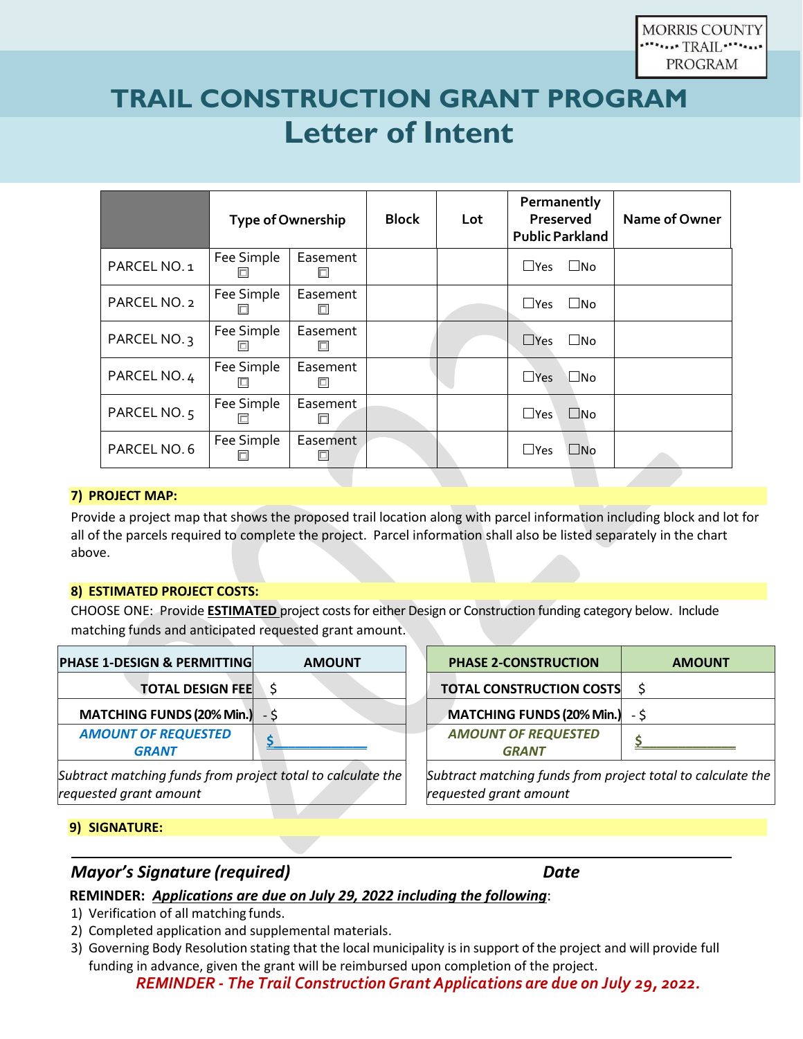# TRAIL CONSTRUCTION GRANT PROGRAM

## Letter of Intent

| | Type of Ownership | | Block | Lot | Permanently Preserved Public Parkland | Name of Owner |
|---|---|---|---|---|---|---|
| PARCEL NO. 1 | Fee Simple ☐ | Easement ☐ | | | ☐Yes ☐No | |
| PARCEL NO. 2 | Fee Simple ☐ | Easement ☐ | | | ☐Yes ☐No | |
| PARCEL NO. 3 | Fee Simple ☐ | Easement ☐ | | | ☐Yes ☐No | |
| PARCEL NO. 4 | Fee Simple ☐ | Easement ☐ | | | ☐Yes ☐No | |
| PARCEL NO. 5 | Fee Simple ☐ | Easement ☐ | | | ☐Yes ☐No | |
| PARCEL NO. 6 | Fee Simple ☐ | Easement ☐ | | | ☐Yes ☐No | |

**7) PROJECT MAP:**

Provide a project map that shows the proposed trail location along with parcel information including block and lot for all of the parcels required to complete the project. Parcel information shall also be listed separately in the chart above.

**8) ESTIMATED PROJECT COSTS:**

CHOOSE ONE: Provide **ESTIMATED** project costs for either Design or Construction funding category below. Include matching funds and anticipated requested grant amount.

| PHASE 1-DESIGN & PERMITTING | AMOUNT |
|---|---|
| TOTAL DESIGN FEE | $ |
| MATCHING FUNDS (20% Min.) | - $ |
| ***AMOUNT OF REQUESTED GRANT*** | $\_\_\_\_\_\_\_\_\_\_ |
| *Subtract matching funds from project total to calculate the requested grant amount* | |

| PHASE 2-CONSTRUCTION | AMOUNT |
|---|---|
| TOTAL CONSTRUCTION COSTS | $ |
| MATCHING FUNDS (20% Min.) | - $ |
| ***AMOUNT OF REQUESTED GRANT*** | $\_\_\_\_\_\_\_\_\_\_ |
| *Subtract matching funds from project total to calculate the requested grant amount* | |

**9) SIGNATURE:**

***Mayor's Signature (required)*** ***Date***

**REMINDER:** ***Applications are due on July 29, 2022 including the following***:

1) Verification of all matching funds.
2) Completed application and supplemental materials.
3) Governing Body Resolution stating that the local municipality is in support of the project and will provide full funding in advance, given the grant will be reimbursed upon completion of the project.

***REMINDER - The Trail Construction Grant Applications are due on July 29, 2022.***